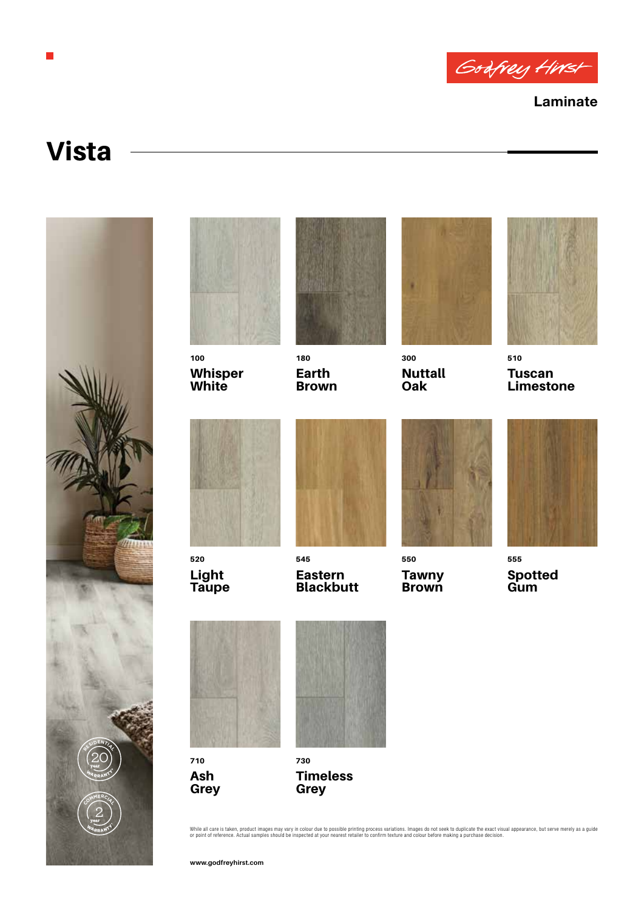Godfrey Hirst

Laminate

# Vista

**100**
**Whisper White**

**180**
**Earth Brown**

**300**
**Nuttall Oak**

**510**
**Tuscan Limestone**

**520**
**Light Taupe**

**545**
**Eastern Blackbutt**

**550**
**Tawny Brown**

**555**
**Spotted Gum**

**710**
**Ash Grey**

**730**
**Timeless Grey**

Residential 20 year Warranty*

Commercial 2 year Warranty*

While all care is taken, product images may vary in colour due to possible printing process variations. Images do not seek to duplicate the exact visual appearance, but serve merely as a guide or point of reference. Actual samples should be inspected at your nearest retailer to confirm texture and colour before making a purchase decision.

**www.godfreyhirst.com**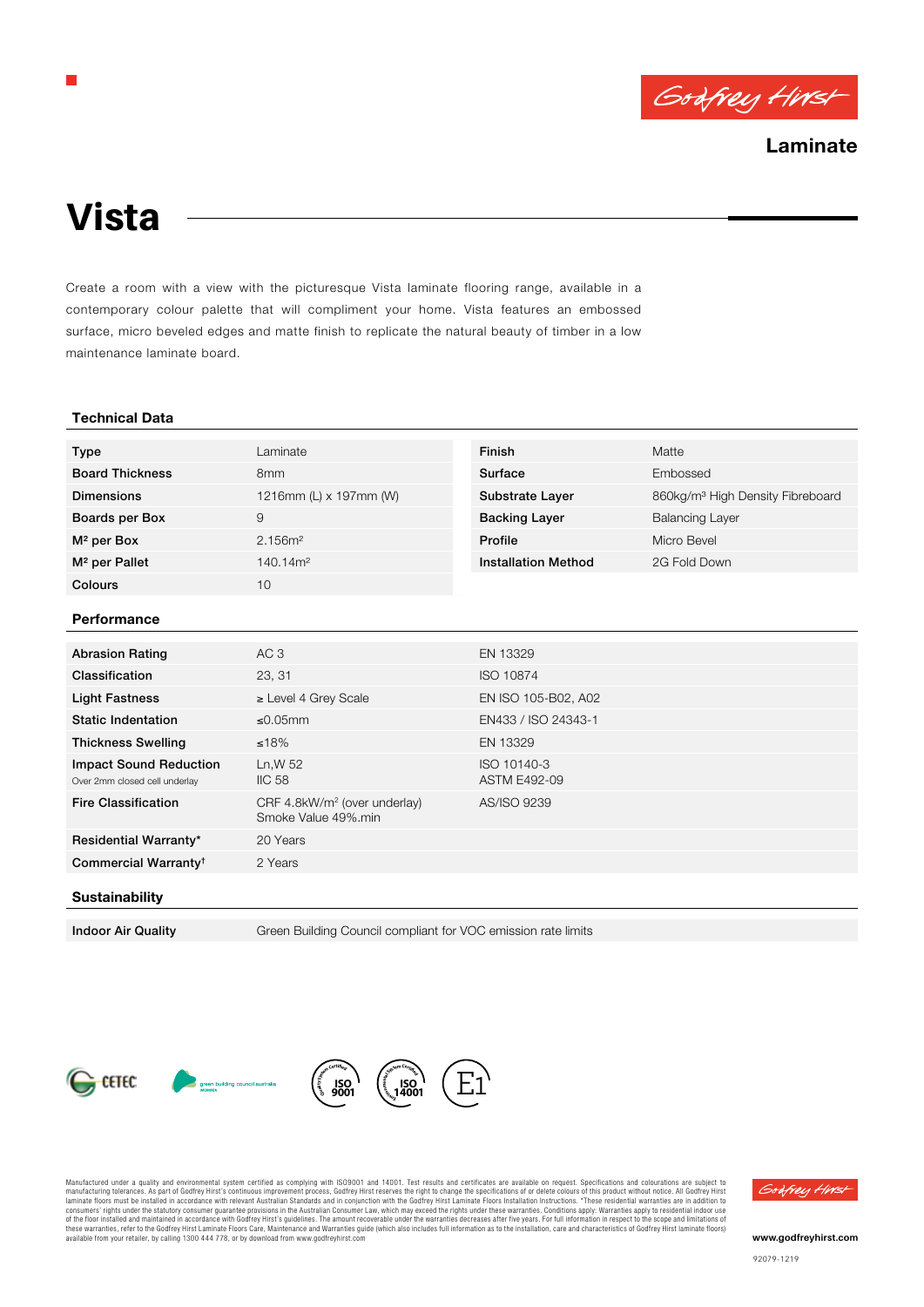Laminate

# Vista

Create a room with a view with the picturesque Vista laminate flooring range, available in a contemporary colour palette that will compliment your home. Vista features an embossed surface, micro beveled edges and matte finish to replicate the natural beauty of timber in a low maintenance laminate board.

## Technical Data

| | | | |
|---|---|---|---|
| **Type** | Laminate | **Finish** | Matte |
| **Board Thickness** | 8mm | **Surface** | Embossed |
| **Dimensions** | 1216mm (L) x 197mm (W) | **Substrate Layer** | 860kg/m³ High Density Fibreboard |
| **Boards per Box** | 9 | **Backing Layer** | Balancing Layer |
| **M² per Box** | 2.156m² | **Profile** | Micro Bevel |
| **M² per Pallet** | 140.14m² | **Installation Method** | 2G Fold Down |
| **Colours** | 10 | | |

## Performance

| | | |
|---|---|---|
| **Abrasion Rating** | AC 3 | EN 13329 |
| **Classification** | 23, 31 | ISO 10874 |
| **Light Fastness** | ≥ Level 4 Grey Scale | EN ISO 105-B02, A02 |
| **Static Indentation** | ≤0.05mm | EN433 / ISO 24343-1 |
| **Thickness Swelling** | ≤18% | EN 13329 |
| **Impact Sound Reduction** Over 2mm closed cell underlay | Ln,W 52<br>IIC 58 | ISO 10140-3<br>ASTM E492-09 |
| **Fire Classification** | CRF 4.8kW/m² (over underlay)<br>Smoke Value 49%.min | AS/ISO 9239 |
| **Residential Warranty*** | 20 Years | |
| **Commercial Warranty†** | 2 Years | |

## Sustainability

| | |
|---|---|
| **Indoor Air Quality** | Green Building Council compliant for VOC emission rate limits |

CETEC | green building council australia | ISO 9001 | ISO 14001 | E1

Manufactured under a quality and environmental system certified as complying with ISO9001 and 14001. Test results and certificates are available on request. Specifications and colourations are subject to manufacturing tolerances. As part of Godfrey Hirst's continuous improvement process, Godfrey Hirst reserves the right to change the specifications of or delete colours of this product without notice. All Godfrey Hirst laminate floors must be installed in accordance with relevant Australian Standards and in conjunction with the Godfrey Hirst Laminate Floors Installation Instructions. *These residential warranties are in addition to consumers' rights under the statutory consumer guarantee provisions in the Australian Consumer Law, which may exceed the rights under these warranties. Conditions apply: Warranties apply to residential indoor use of the floor installed and maintained in accordance with Godfrey Hirst's guidelines. The amount recoverable under the warranties decreases after five years. For full information in respect to the scope and limitations of these warranties, refer to the Godfrey Hirst Laminate Floors Care, Maintenance and Warranties guide (which also includes full information as to the installation, care and characteristics of Godfrey Hirst laminate floors) available from your retailer, by calling 1300 444 778, or by download from www.godfreyhirst.com

www.godfreyhirst.com

92079-1219